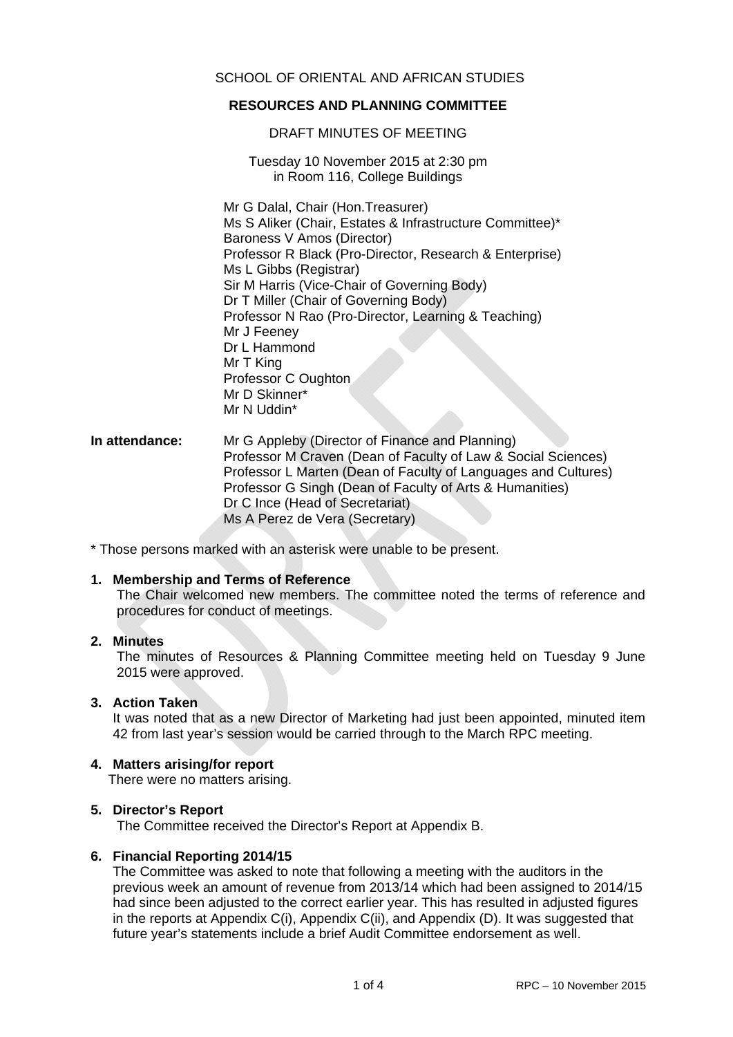SCHOOL OF ORIENTAL AND AFRICAN STUDIES

**RESOURCES AND PLANNING COMMITTEE**

DRAFT MINUTES OF MEETING

Tuesday 10 November 2015 at 2:30 pm
in Room 116, College Buildings

Mr G Dalal, Chair (Hon.Treasurer)
Ms S Aliker (Chair, Estates & Infrastructure Committee)*
Baroness V Amos (Director)
Professor R Black (Pro-Director, Research & Enterprise)
Ms L Gibbs (Registrar)
Sir M Harris (Vice-Chair of Governing Body)
Dr T Miller (Chair of Governing Body)
Professor N Rao (Pro-Director, Learning & Teaching)
Mr J Feeney
Dr L Hammond
Mr T King
Professor C Oughton
Mr D Skinner*
Mr N Uddin*

**In attendance:** Mr G Appleby (Director of Finance and Planning)
Professor M Craven (Dean of Faculty of Law & Social Sciences)
Professor L Marten (Dean of Faculty of Languages and Cultures)
Professor G Singh (Dean of Faculty of Arts & Humanities)
Dr C Ince (Head of Secretariat)
Ms A Perez de Vera (Secretary)

* Those persons marked with an asterisk were unable to be present.

**1. Membership and Terms of Reference**

The Chair welcomed new members. The committee noted the terms of reference and procedures for conduct of meetings.

**2. Minutes**

The minutes of Resources & Planning Committee meeting held on Tuesday 9 June 2015 were approved.

**3. Action Taken**

It was noted that as a new Director of Marketing had just been appointed, minuted item 42 from last year's session would be carried through to the March RPC meeting.

**4. Matters arising/for report**

There were no matters arising.

**5. Director's Report**

The Committee received the Director's Report at Appendix B.

**6. Financial Reporting 2014/15**

The Committee was asked to note that following a meeting with the auditors in the previous week an amount of revenue from 2013/14 which had been assigned to 2014/15 had since been adjusted to the correct earlier year. This has resulted in adjusted figures in the reports at Appendix C(i), Appendix C(ii), and Appendix (D). It was suggested that future year's statements include a brief Audit Committee endorsement as well.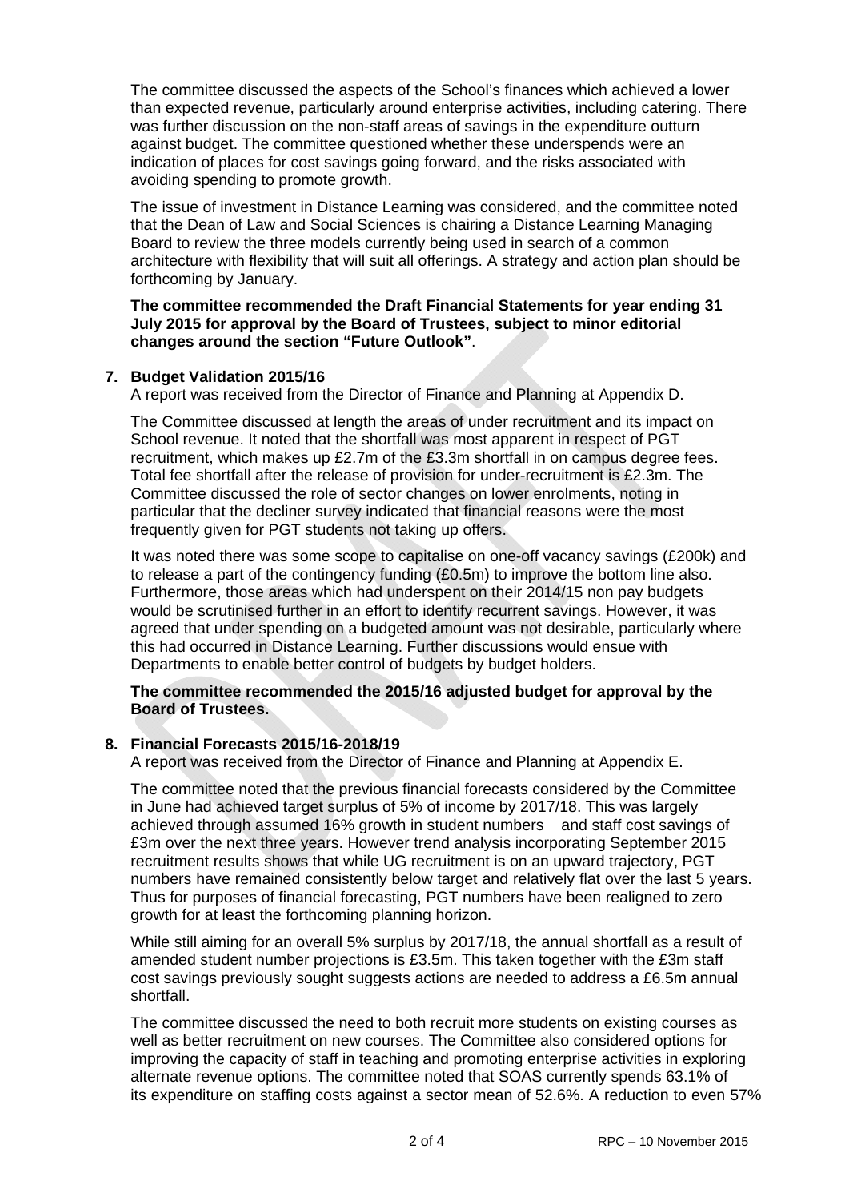The committee discussed the aspects of the School's finances which achieved a lower than expected revenue, particularly around enterprise activities, including catering. There was further discussion on the non-staff areas of savings in the expenditure outturn against budget. The committee questioned whether these underspends were an indication of places for cost savings going forward, and the risks associated with avoiding spending to promote growth.

The issue of investment in Distance Learning was considered, and the committee noted that the Dean of Law and Social Sciences is chairing a Distance Learning Managing Board to review the three models currently being used in search of a common architecture with flexibility that will suit all offerings. A strategy and action plan should be forthcoming by January.

**The committee recommended the Draft Financial Statements for year ending 31 July 2015 for approval by the Board of Trustees, subject to minor editorial changes around the section "Future Outlook"**.

**7. Budget Validation 2015/16**

A report was received from the Director of Finance and Planning at Appendix D.

The Committee discussed at length the areas of under recruitment and its impact on School revenue. It noted that the shortfall was most apparent in respect of PGT recruitment, which makes up £2.7m of the £3.3m shortfall in on campus degree fees. Total fee shortfall after the release of provision for under-recruitment is £2.3m. The Committee discussed the role of sector changes on lower enrolments, noting in particular that the decliner survey indicated that financial reasons were the most frequently given for PGT students not taking up offers.

It was noted there was some scope to capitalise on one-off vacancy savings (£200k) and to release a part of the contingency funding (£0.5m) to improve the bottom line also. Furthermore, those areas which had underspent on their 2014/15 non pay budgets would be scrutinised further in an effort to identify recurrent savings. However, it was agreed that under spending on a budgeted amount was not desirable, particularly where this had occurred in Distance Learning. Further discussions would ensue with Departments to enable better control of budgets by budget holders.

**The committee recommended the 2015/16 adjusted budget for approval by the Board of Trustees.**

**8. Financial Forecasts 2015/16-2018/19**

A report was received from the Director of Finance and Planning at Appendix E.

The committee noted that the previous financial forecasts considered by the Committee in June had achieved target surplus of 5% of income by 2017/18. This was largely achieved through assumed 16% growth in student numbers and staff cost savings of £3m over the next three years. However trend analysis incorporating September 2015 recruitment results shows that while UG recruitment is on an upward trajectory, PGT numbers have remained consistently below target and relatively flat over the last 5 years. Thus for purposes of financial forecasting, PGT numbers have been realigned to zero growth for at least the forthcoming planning horizon.

While still aiming for an overall 5% surplus by 2017/18, the annual shortfall as a result of amended student number projections is £3.5m. This taken together with the £3m staff cost savings previously sought suggests actions are needed to address a £6.5m annual shortfall.

The committee discussed the need to both recruit more students on existing courses as well as better recruitment on new courses. The Committee also considered options for improving the capacity of staff in teaching and promoting enterprise activities in exploring alternate revenue options. The committee noted that SOAS currently spends 63.1% of its expenditure on staffing costs against a sector mean of 52.6%. A reduction to even 57%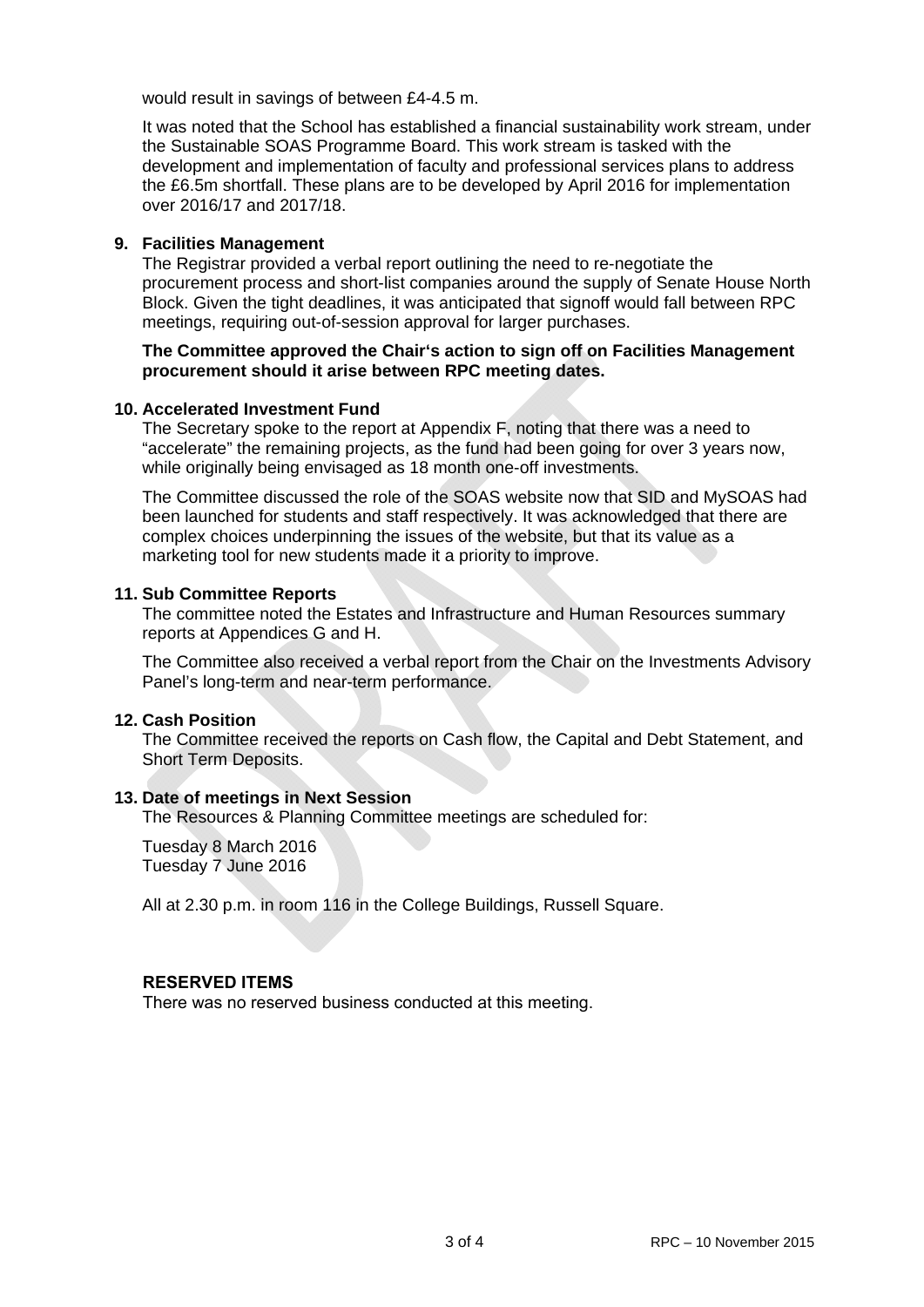would result in savings of between £4-4.5 m.

It was noted that the School has established a financial sustainability work stream, under the Sustainable SOAS Programme Board. This work stream is tasked with the development and implementation of faculty and professional services plans to address the £6.5m shortfall. These plans are to be developed by April 2016 for implementation over 2016/17 and 2017/18.

**9. Facilities Management**

The Registrar provided a verbal report outlining the need to re-negotiate the procurement process and short-list companies around the supply of Senate House North Block. Given the tight deadlines, it was anticipated that signoff would fall between RPC meetings, requiring out-of-session approval for larger purchases.

**The Committee approved the Chair's action to sign off on Facilities Management procurement should it arise between RPC meeting dates.**

**10. Accelerated Investment Fund**

The Secretary spoke to the report at Appendix F, noting that there was a need to "accelerate" the remaining projects, as the fund had been going for over 3 years now, while originally being envisaged as 18 month one-off investments.

The Committee discussed the role of the SOAS website now that SID and MySOAS had been launched for students and staff respectively. It was acknowledged that there are complex choices underpinning the issues of the website, but that its value as a marketing tool for new students made it a priority to improve.

**11. Sub Committee Reports**

The committee noted the Estates and Infrastructure and Human Resources summary reports at Appendices G and H.

The Committee also received a verbal report from the Chair on the Investments Advisory Panel's long-term and near-term performance.

**12. Cash Position**

The Committee received the reports on Cash flow, the Capital and Debt Statement, and Short Term Deposits.

**13. Date of meetings in Next Session**

The Resources & Planning Committee meetings are scheduled for:

Tuesday 8 March 2016
Tuesday 7 June 2016

All at 2.30 p.m. in room 116 in the College Buildings, Russell Square.

**RESERVED ITEMS**

There was no reserved business conducted at this meeting.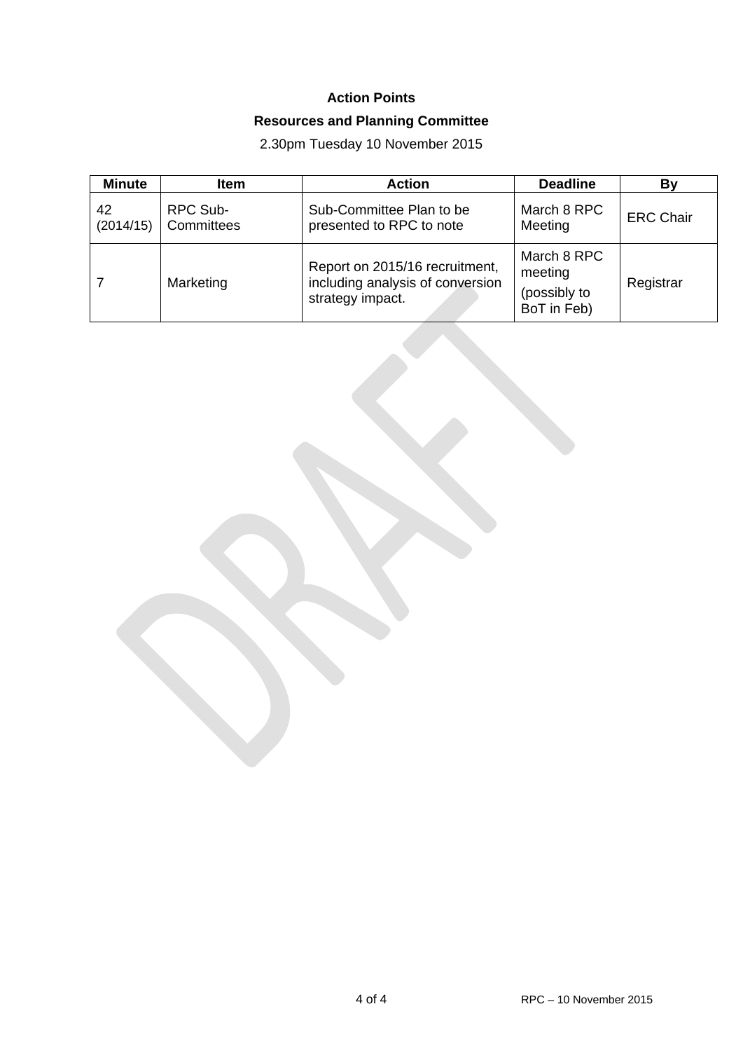**Action Points**

**Resources and Planning Committee**

2.30pm Tuesday 10 November 2015

| Minute | Item | Action | Deadline | By |
|---|---|---|---|---|
| 42 (2014/15) | RPC Sub-Committees | Sub-Committee Plan to be presented to RPC to note | March 8 RPC Meeting | ERC Chair |
| 7 | Marketing | Report on 2015/16 recruitment, including analysis of conversion strategy impact. | March 8 RPC meeting (possibly to BoT in Feb) | Registrar |